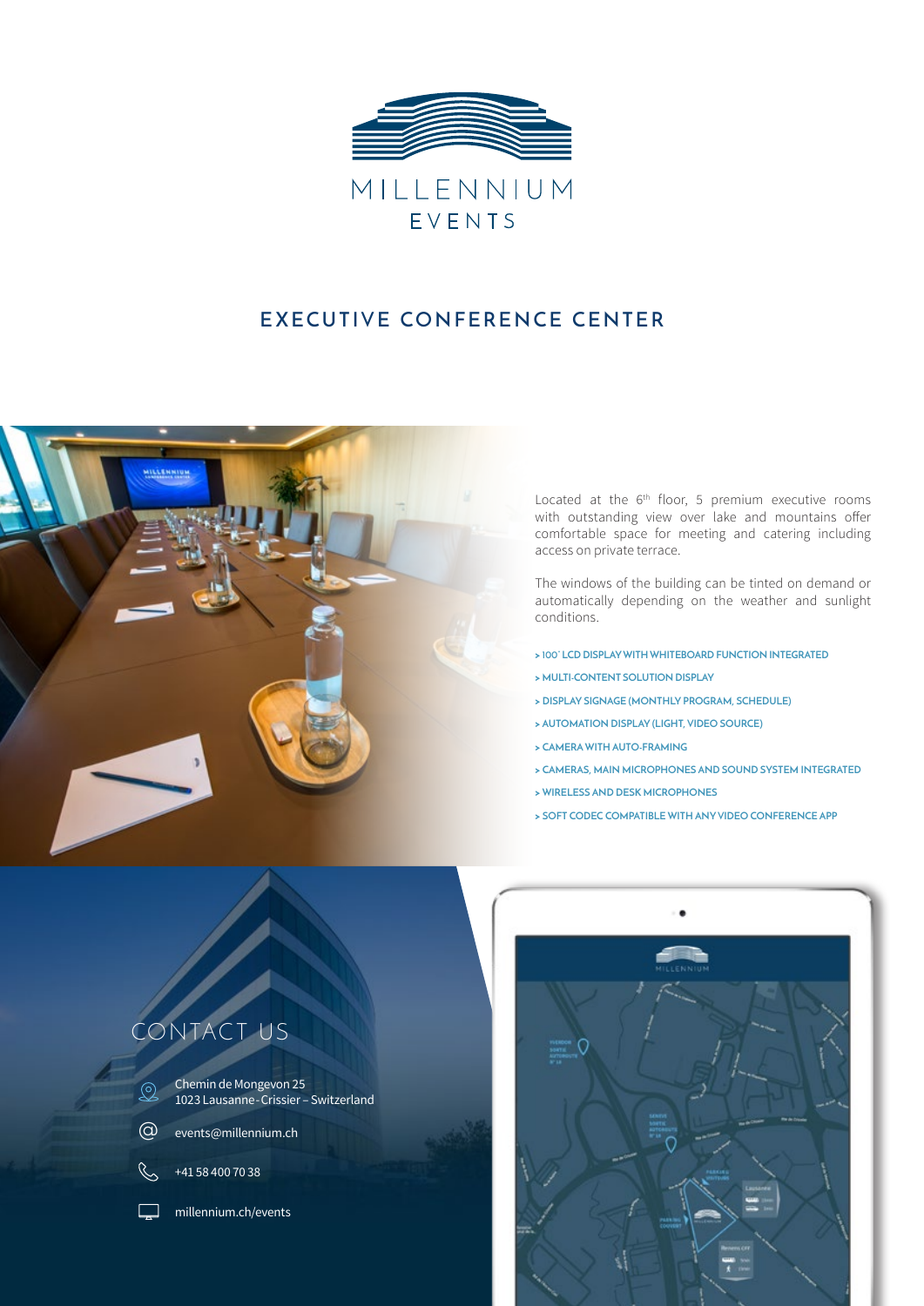# MILLENNIUM EVENTS

## EXECUTIVE CONFERENCE CENTER

Located at the 6th floor, 5 premium executive rooms with outstanding view over lake and mountains offer comfortable space for meeting and catering including access on private terrace.

The windows of the building can be tinted on demand or automatically depending on the weather and sunlight conditions.

> 100" LCD DISPLAY WITH WHITEBOARD FUNCTION INTEGRATED
> MULTI-CONTENT SOLUTION DISPLAY
> DISPLAY SIGNAGE (MONTHLY PROGRAM, SCHEDULE)
> AUTOMATION DISPLAY (LIGHT, VIDEO SOURCE)
> CAMERA WITH AUTO-FRAMING
> CAMERAS, MAIN MICROPHONES AND SOUND SYSTEM INTEGRATED
> WIRELESS AND DESK MICROPHONES
> SOFT CODEC COMPATIBLE WITH ANY VIDEO CONFERENCE APP

## CONTACT US

Chemin de Mongevon 25
1023 Lausanne-Crissier – Switzerland

events@millennium.ch

+41 58 400 70 38

millennium.ch/events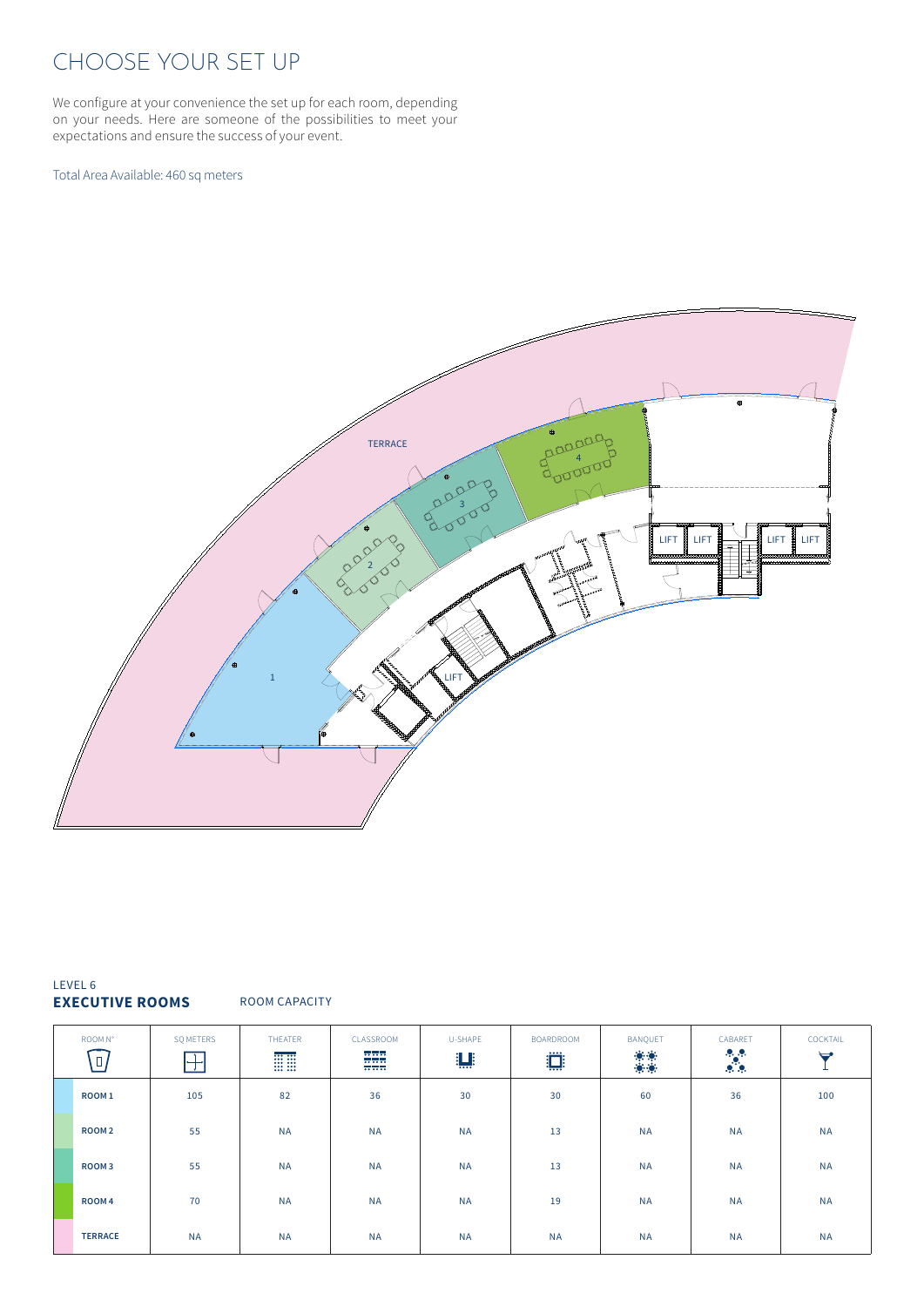# CHOOSE YOUR SET UP

We configure at your convenience the set up for each room, depending on your needs. Here are someone of the possibilities to meet your expectations and ensure the success of your event.

Total Area Available: 460 sq meters

TERRACE

1

2

3

4

LIFT

LIFT

LIFT

LIFT

LIFT

LEVEL 6
**EXECUTIVE ROOMS**

ROOM CAPACITY

| ROOM N° | SQ METERS | THEATER | CLASSROOM | U-SHAPE | BOARDROOM | BANQUET | CABARET | COCKTAIL |
|---|---|---|---|---|---|---|---|---|
| **ROOM 1** | 105 | 82 | 36 | 30 | 30 | 60 | 36 | 100 |
| **ROOM 2** | 55 | NA | NA | NA | 13 | NA | NA | NA |
| **ROOM 3** | 55 | NA | NA | NA | 13 | NA | NA | NA |
| **ROOM 4** | 70 | NA | NA | NA | 19 | NA | NA | NA |
| **TERRACE** | NA | NA | NA | NA | NA | NA | NA | NA |